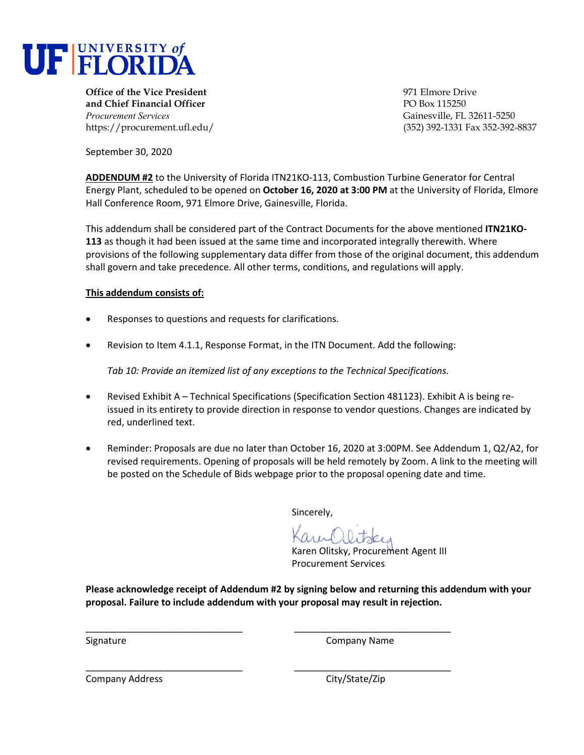# UF | UNIVERSITY of FLORIDA

**Office of the Vice President and Chief Financial Officer**
*Procurement Services*
https://procurement.ufl.edu/

971 Elmore Drive
PO Box 115250
Gainesville, FL 32611-5250
(352) 392-1331 Fax 352-392-8837

September 30, 2020

**ADDENDUM #2** to the University of Florida ITN21KO-113, Combustion Turbine Generator for Central Energy Plant, scheduled to be opened on **October 16, 2020 at 3:00 PM** at the University of Florida, Elmore Hall Conference Room, 971 Elmore Drive, Gainesville, Florida.

This addendum shall be considered part of the Contract Documents for the above mentioned **ITN21KO-113** as though it had been issued at the same time and incorporated integrally therewith. Where provisions of the following supplementary data differ from those of the original document, this addendum shall govern and take precedence. All other terms, conditions, and regulations will apply.

**This addendum consists of:**

- Responses to questions and requests for clarifications.
- Revision to Item 4.1.1, Response Format, in the ITN Document. Add the following:

  *Tab 10: Provide an itemized list of any exceptions to the Technical Specifications.*

- Revised Exhibit A – Technical Specifications (Specification Section 481123). Exhibit A is being re-issued in its entirety to provide direction in response to vendor questions. Changes are indicated by red, underlined text.
- Reminder: Proposals are due no later than October 16, 2020 at 3:00PM. See Addendum 1, Q2/A2, for revised requirements. Opening of proposals will be held remotely by Zoom. A link to the meeting will be posted on the Schedule of Bids webpage prior to the proposal opening date and time.

Sincerely,

Karen Olitsky
Karen Olitsky, Procurement Agent III
Procurement Services

**Please acknowledge receipt of Addendum #2 by signing below and returning this addendum with your proposal. Failure to include addendum with your proposal may result in rejection.**

\_\_\_\_\_\_\_\_\_\_\_\_\_\_\_\_\_\_\_\_\_\_\_\_\_\_\_\_\_\_ Signature

\_\_\_\_\_\_\_\_\_\_\_\_\_\_\_\_\_\_\_\_\_\_\_\_\_\_\_\_\_\_ Company Name

\_\_\_\_\_\_\_\_\_\_\_\_\_\_\_\_\_\_\_\_\_\_\_\_\_\_\_\_\_\_ Company Address

\_\_\_\_\_\_\_\_\_\_\_\_\_\_\_\_\_\_\_\_\_\_\_\_\_\_\_\_\_\_ City/State/Zip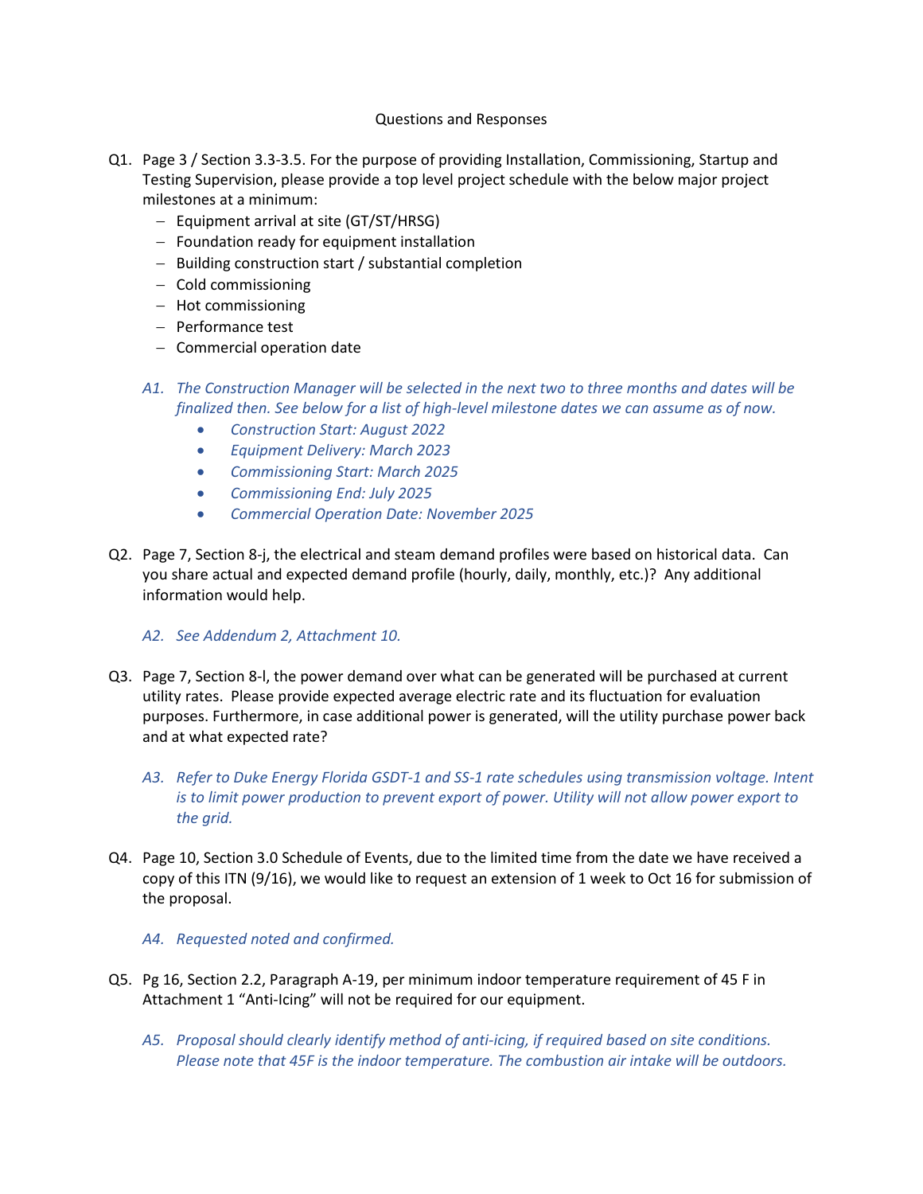Questions and Responses

Q1. Page 3 / Section 3.3-3.5. For the purpose of providing Installation, Commissioning, Startup and Testing Supervision, please provide a top level project schedule with the below major project milestones at a minimum:

- Equipment arrival at site (GT/ST/HRSG)
- Foundation ready for equipment installation
- Building construction start / substantial completion
- Cold commissioning
- Hot commissioning
- Performance test
- Commercial operation date

*A1. The Construction Manager will be selected in the next two to three months and dates will be finalized then. See below for a list of high-level milestone dates we can assume as of now.*

- *Construction Start: August 2022*
- *Equipment Delivery: March 2023*
- *Commissioning Start: March 2025*
- *Commissioning End: July 2025*
- *Commercial Operation Date: November 2025*

Q2. Page 7, Section 8-j, the electrical and steam demand profiles were based on historical data. Can you share actual and expected demand profile (hourly, daily, monthly, etc.)? Any additional information would help.

*A2. See Addendum 2, Attachment 10.*

Q3. Page 7, Section 8-l, the power demand over what can be generated will be purchased at current utility rates. Please provide expected average electric rate and its fluctuation for evaluation purposes. Furthermore, in case additional power is generated, will the utility purchase power back and at what expected rate?

*A3. Refer to Duke Energy Florida GSDT-1 and SS-1 rate schedules using transmission voltage. Intent is to limit power production to prevent export of power. Utility will not allow power export to the grid.*

Q4. Page 10, Section 3.0 Schedule of Events, due to the limited time from the date we have received a copy of this ITN (9/16), we would like to request an extension of 1 week to Oct 16 for submission of the proposal.

*A4. Requested noted and confirmed.*

Q5. Pg 16, Section 2.2, Paragraph A-19, per minimum indoor temperature requirement of 45 F in Attachment 1 "Anti-Icing" will not be required for our equipment.

*A5. Proposal should clearly identify method of anti-icing, if required based on site conditions. Please note that 45F is the indoor temperature. The combustion air intake will be outdoors.*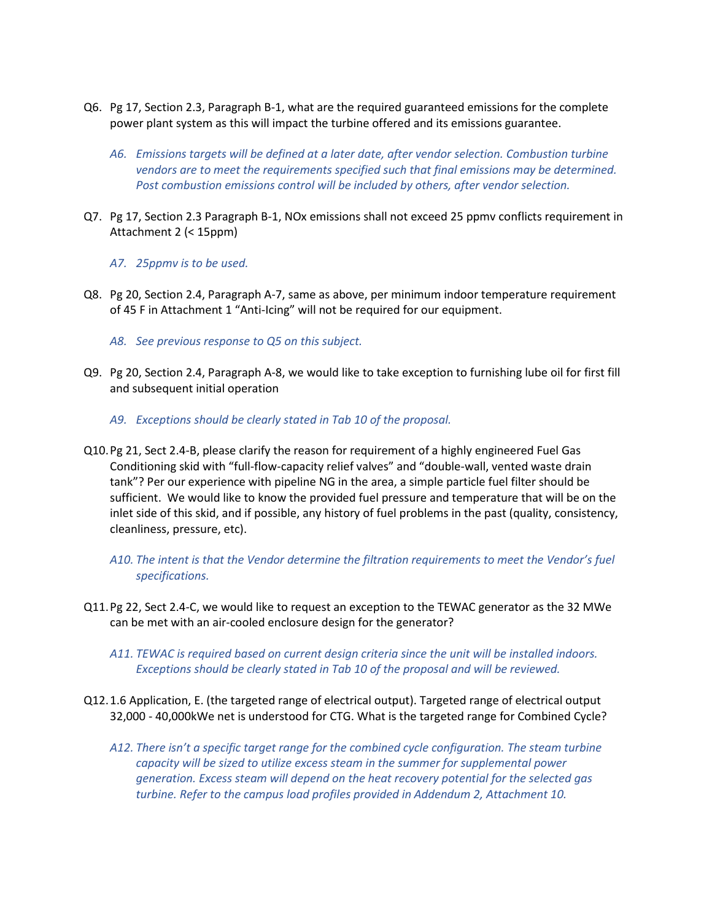Q6. Pg 17, Section 2.3, Paragraph B-1, what are the required guaranteed emissions for the complete power plant system as this will impact the turbine offered and its emissions guarantee.

> *A6. Emissions targets will be defined at a later date, after vendor selection. Combustion turbine vendors are to meet the requirements specified such that final emissions may be determined. Post combustion emissions control will be included by others, after vendor selection.*

Q7. Pg 17, Section 2.3 Paragraph B-1, NOx emissions shall not exceed 25 ppmv conflicts requirement in Attachment 2 (< 15ppm)

> *A7. 25ppmv is to be used.*

Q8. Pg 20, Section 2.4, Paragraph A-7, same as above, per minimum indoor temperature requirement of 45 F in Attachment 1 "Anti-Icing" will not be required for our equipment.

> *A8. See previous response to Q5 on this subject.*

Q9. Pg 20, Section 2.4, Paragraph A-8, we would like to take exception to furnishing lube oil for first fill and subsequent initial operation

> *A9. Exceptions should be clearly stated in Tab 10 of the proposal.*

Q10. Pg 21, Sect 2.4-B, please clarify the reason for requirement of a highly engineered Fuel Gas Conditioning skid with "full-flow-capacity relief valves" and "double-wall, vented waste drain tank"? Per our experience with pipeline NG in the area, a simple particle fuel filter should be sufficient. We would like to know the provided fuel pressure and temperature that will be on the inlet side of this skid, and if possible, any history of fuel problems in the past (quality, consistency, cleanliness, pressure, etc).

> *A10. The intent is that the Vendor determine the filtration requirements to meet the Vendor's fuel specifications.*

Q11. Pg 22, Sect 2.4-C, we would like to request an exception to the TEWAC generator as the 32 MWe can be met with an air-cooled enclosure design for the generator?

> *A11. TEWAC is required based on current design criteria since the unit will be installed indoors. Exceptions should be clearly stated in Tab 10 of the proposal and will be reviewed.*

Q12. 1.6 Application, E. (the targeted range of electrical output). Targeted range of electrical output 32,000 - 40,000kWe net is understood for CTG. What is the targeted range for Combined Cycle?

> *A12. There isn't a specific target range for the combined cycle configuration. The steam turbine capacity will be sized to utilize excess steam in the summer for supplemental power generation. Excess steam will depend on the heat recovery potential for the selected gas turbine. Refer to the campus load profiles provided in Addendum 2, Attachment 10.*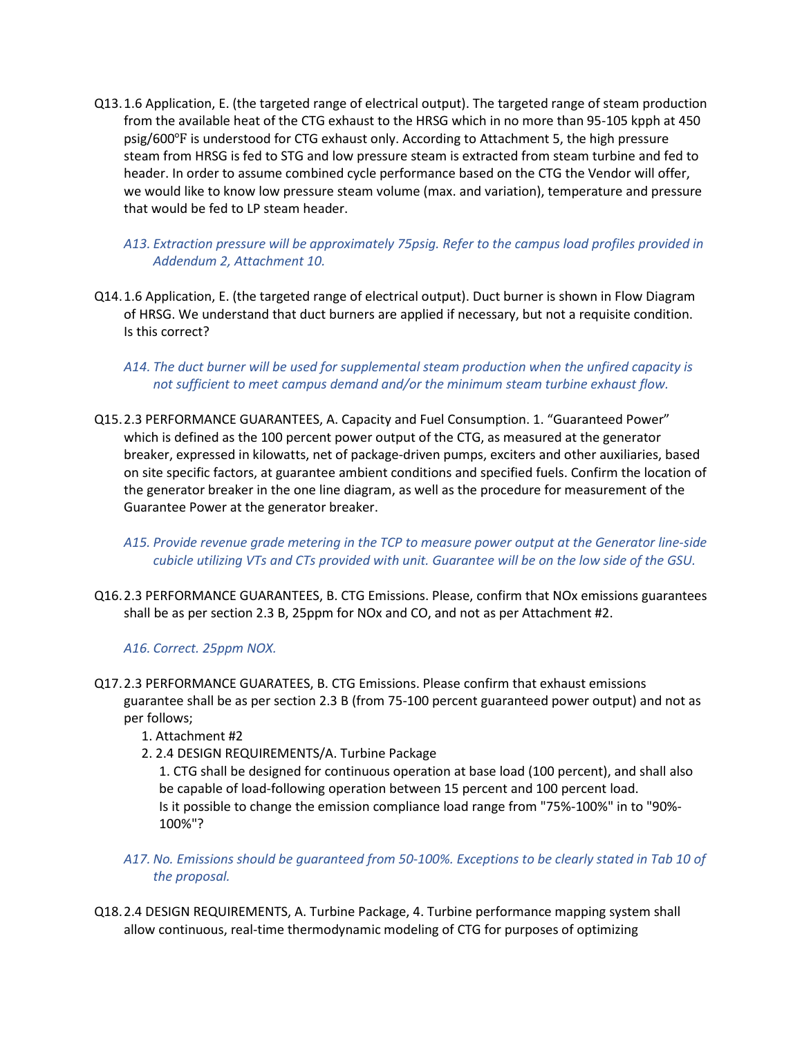Q13. 1.6 Application, E. (the targeted range of electrical output). The targeted range of steam production from the available heat of the CTG exhaust to the HRSG which in no more than 95-105 kpph at 450 psig/600℉ is understood for CTG exhaust only. According to Attachment 5, the high pressure steam from HRSG is fed to STG and low pressure steam is extracted from steam turbine and fed to header. In order to assume combined cycle performance based on the CTG the Vendor will offer, we would like to know low pressure steam volume (max. and variation), temperature and pressure that would be fed to LP steam header.

*A13. Extraction pressure will be approximately 75psig. Refer to the campus load profiles provided in Addendum 2, Attachment 10.*

Q14. 1.6 Application, E. (the targeted range of electrical output). Duct burner is shown in Flow Diagram of HRSG. We understand that duct burners are applied if necessary, but not a requisite condition. Is this correct?

*A14. The duct burner will be used for supplemental steam production when the unfired capacity is not sufficient to meet campus demand and/or the minimum steam turbine exhaust flow.*

Q15. 2.3 PERFORMANCE GUARANTEES, A. Capacity and Fuel Consumption. 1. "Guaranteed Power" which is defined as the 100 percent power output of the CTG, as measured at the generator breaker, expressed in kilowatts, net of package-driven pumps, exciters and other auxiliaries, based on site specific factors, at guarantee ambient conditions and specified fuels. Confirm the location of the generator breaker in the one line diagram, as well as the procedure for measurement of the Guarantee Power at the generator breaker.

*A15. Provide revenue grade metering in the TCP to measure power output at the Generator line-side cubicle utilizing VTs and CTs provided with unit. Guarantee will be on the low side of the GSU.*

Q16. 2.3 PERFORMANCE GUARANTEES, B. CTG Emissions. Please, confirm that NOx emissions guarantees shall be as per section 2.3 B, 25ppm for NOx and CO, and not as per Attachment #2.

*A16. Correct. 25ppm NOX.*

Q17. 2.3 PERFORMANCE GUARATEES, B. CTG Emissions. Please confirm that exhaust emissions guarantee shall be as per section 2.3 B (from 75-100 percent guaranteed power output) and not as per follows;

1. Attachment #2
2. 2.4 DESIGN REQUIREMENTS/A. Turbine Package

   1. CTG shall be designed for continuous operation at base load (100 percent), and shall also be capable of load-following operation between 15 percent and 100 percent load.

   Is it possible to change the emission compliance load range from "75%-100%" in to "90%-100%"?

*A17. No. Emissions should be guaranteed from 50-100%. Exceptions to be clearly stated in Tab 10 of the proposal.*

Q18. 2.4 DESIGN REQUIREMENTS, A. Turbine Package, 4. Turbine performance mapping system shall allow continuous, real-time thermodynamic modeling of CTG for purposes of optimizing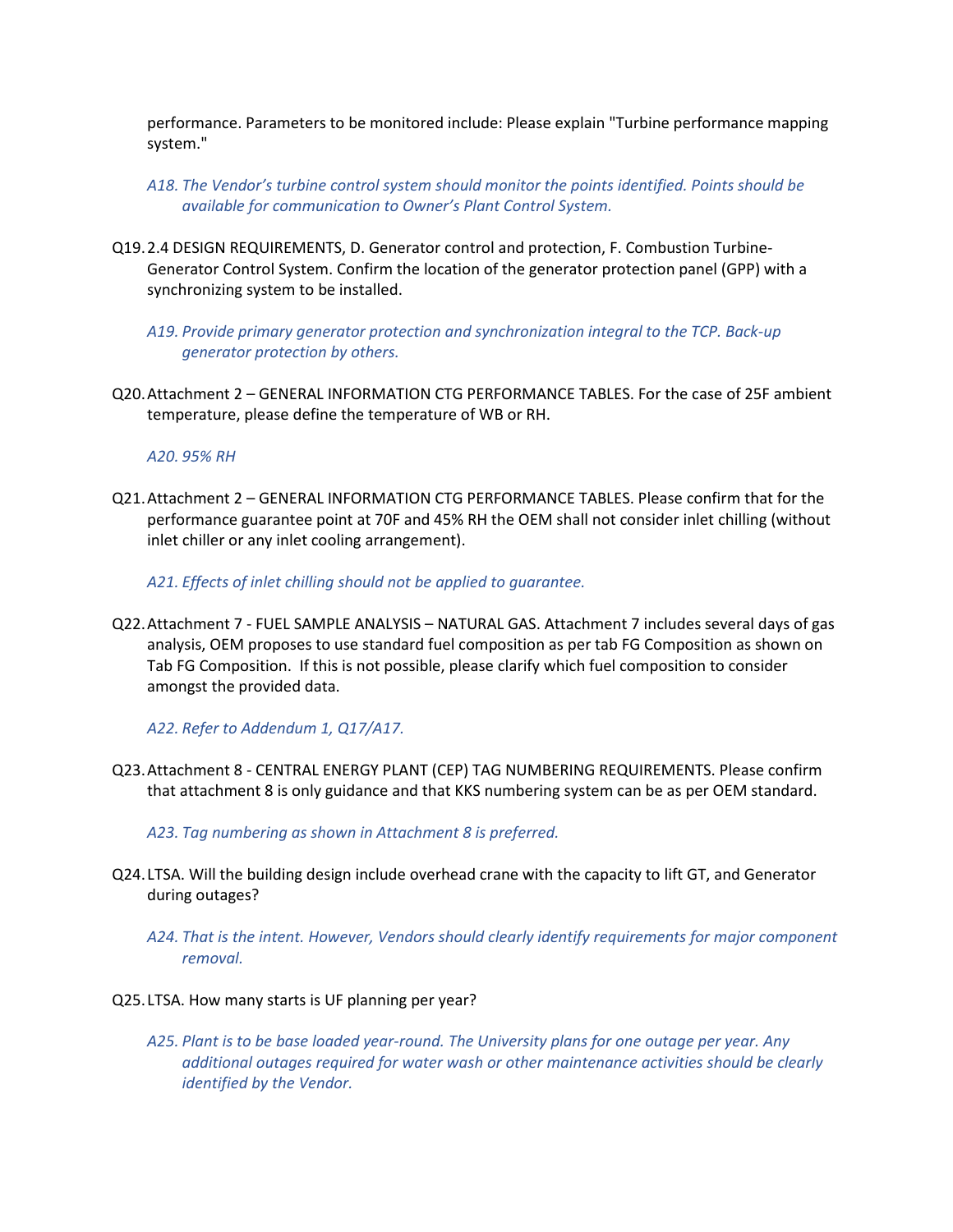performance. Parameters to be monitored include: Please explain "Turbine performance mapping system."

*A18. The Vendor's turbine control system should monitor the points identified. Points should be available for communication to Owner's Plant Control System.*

Q19. 2.4 DESIGN REQUIREMENTS, D. Generator control and protection, F. Combustion Turbine-Generator Control System. Confirm the location of the generator protection panel (GPP) with a synchronizing system to be installed.

*A19. Provide primary generator protection and synchronization integral to the TCP. Back-up generator protection by others.*

Q20. Attachment 2 – GENERAL INFORMATION CTG PERFORMANCE TABLES. For the case of 25F ambient temperature, please define the temperature of WB or RH.

*A20. 95% RH*

Q21. Attachment 2 – GENERAL INFORMATION CTG PERFORMANCE TABLES. Please confirm that for the performance guarantee point at 70F and 45% RH the OEM shall not consider inlet chilling (without inlet chiller or any inlet cooling arrangement).

*A21. Effects of inlet chilling should not be applied to guarantee.*

Q22. Attachment 7 - FUEL SAMPLE ANALYSIS – NATURAL GAS. Attachment 7 includes several days of gas analysis, OEM proposes to use standard fuel composition as per tab FG Composition as shown on Tab FG Composition. If this is not possible, please clarify which fuel composition to consider amongst the provided data.

*A22. Refer to Addendum 1, Q17/A17.*

Q23. Attachment 8 - CENTRAL ENERGY PLANT (CEP) TAG NUMBERING REQUIREMENTS. Please confirm that attachment 8 is only guidance and that KKS numbering system can be as per OEM standard.

*A23. Tag numbering as shown in Attachment 8 is preferred.*

Q24. LTSA. Will the building design include overhead crane with the capacity to lift GT, and Generator during outages?

*A24. That is the intent. However, Vendors should clearly identify requirements for major component removal.*

Q25. LTSA. How many starts is UF planning per year?

*A25. Plant is to be base loaded year-round. The University plans for one outage per year. Any additional outages required for water wash or other maintenance activities should be clearly identified by the Vendor.*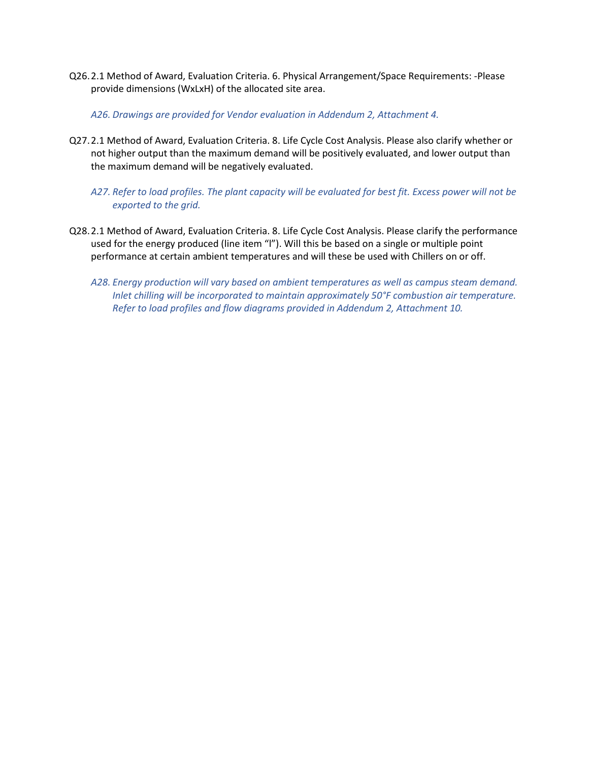Q26. 2.1 Method of Award, Evaluation Criteria. 6. Physical Arrangement/Space Requirements: -Please provide dimensions (WxLxH) of the allocated site area.

*A26. Drawings are provided for Vendor evaluation in Addendum 2, Attachment 4.*

Q27. 2.1 Method of Award, Evaluation Criteria. 8. Life Cycle Cost Analysis. Please also clarify whether or not higher output than the maximum demand will be positively evaluated, and lower output than the maximum demand will be negatively evaluated.

*A27. Refer to load profiles. The plant capacity will be evaluated for best fit. Excess power will not be exported to the grid.*

Q28. 2.1 Method of Award, Evaluation Criteria. 8. Life Cycle Cost Analysis. Please clarify the performance used for the energy produced (line item "I"). Will this be based on a single or multiple point performance at certain ambient temperatures and will these be used with Chillers on or off.

*A28. Energy production will vary based on ambient temperatures as well as campus steam demand. Inlet chilling will be incorporated to maintain approximately 50°F combustion air temperature. Refer to load profiles and flow diagrams provided in Addendum 2, Attachment 10.*